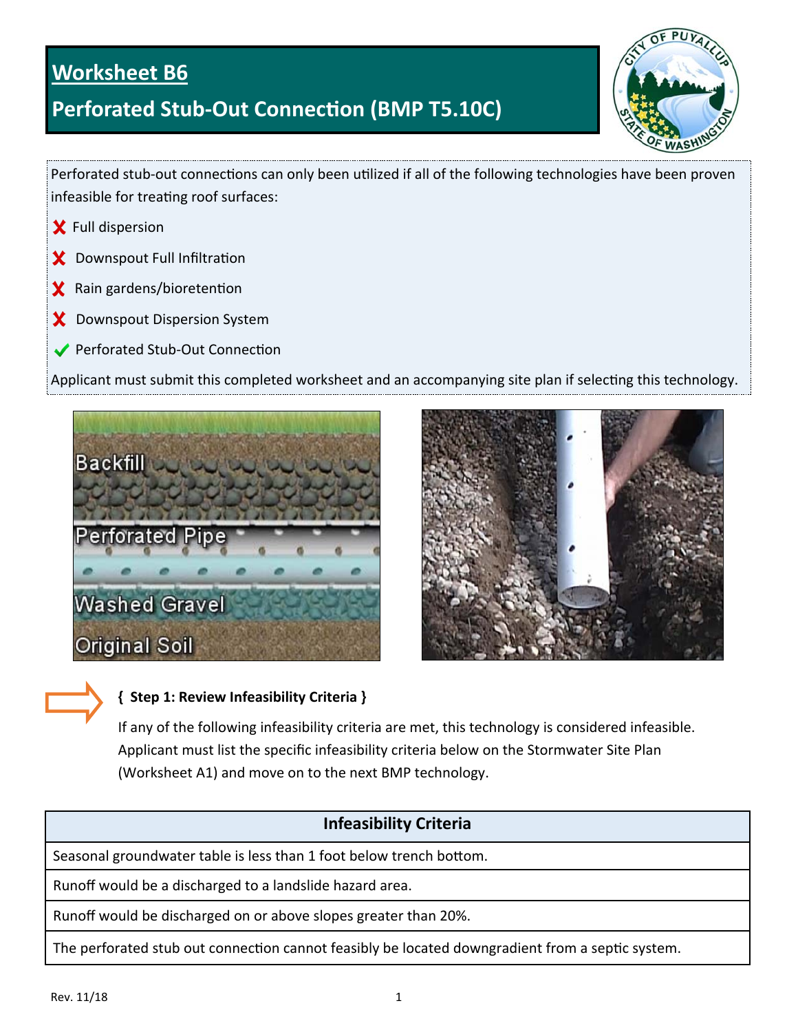# Worksheet B6

## Perforated Stub-Out Connection (BMP T5.10C)

Perforated stub-out connections can only been utilized if all of the following technologies have been proven infeasible for treating roof surfaces:

- ✘ Full dispersion
- ✘ Downspout Full Infiltration
- ✘ Rain gardens/bioretention
- ✘ Downspout Dispersion System
- ✔ Perforated Stub-Out Connection

Applicant must submit this completed worksheet and an accompanying site plan if selecting this technology.

### { Step 1: Review Infeasibility Criteria }

If any of the following infeasibility criteria are met, this technology is considered infeasible. Applicant must list the specific infeasibility criteria below on the Stormwater Site Plan (Worksheet A1) and move on to the next BMP technology.

| Infeasibility Criteria |
| --- |
| Seasonal groundwater table is less than 1 foot below trench bottom. |
| Runoff would be a discharged to a landslide hazard area. |
| Runoff would be discharged on or above slopes greater than 20%. |
| The perforated stub out connection cannot feasibly be located downgradient from a septic system. |

Rev. 11/18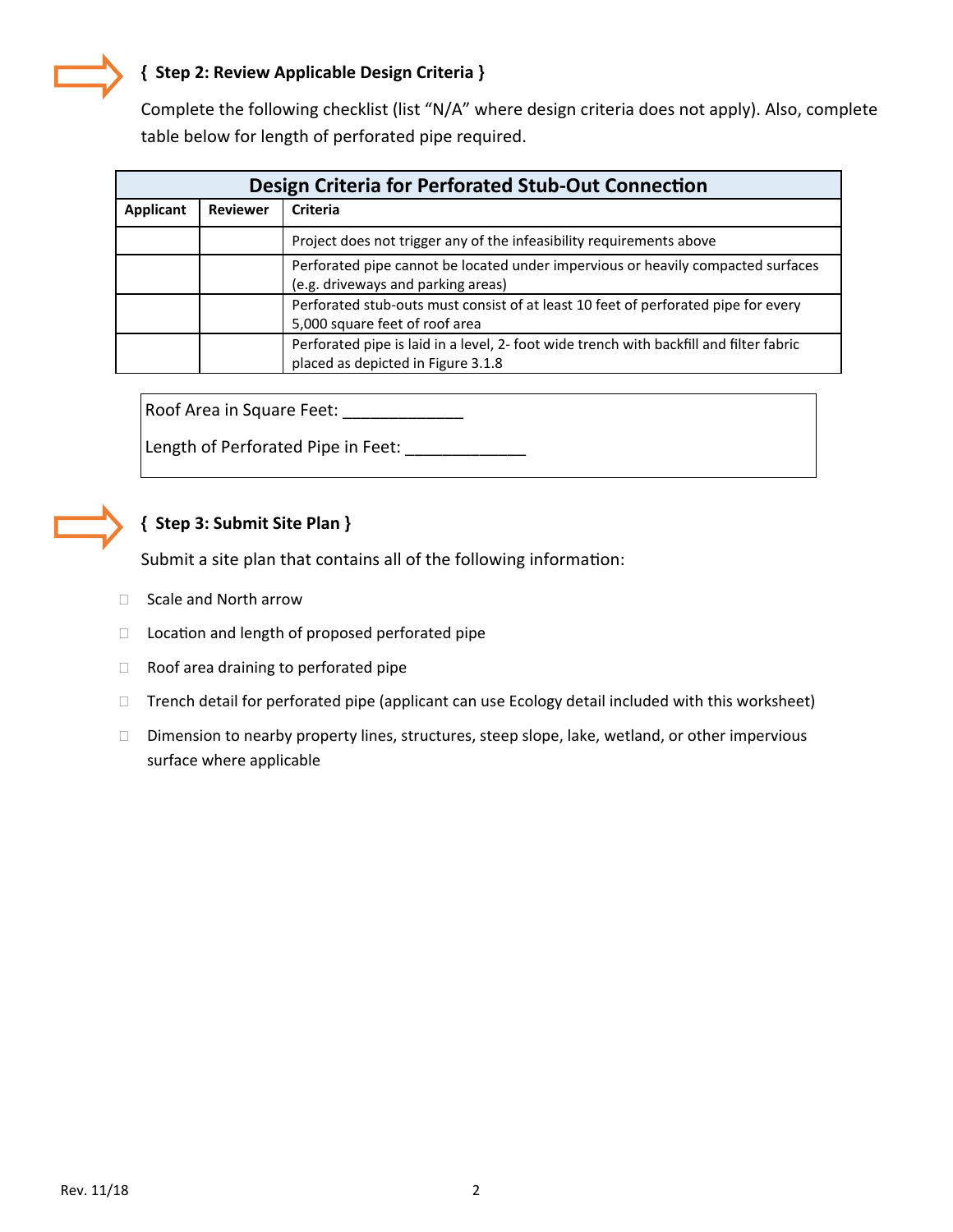## { Step 2: Review Applicable Design Criteria }

Complete the following checklist (list "N/A" where design criteria does not apply). Also, complete table below for length of perforated pipe required.

| Design Criteria for Perforated Stub-Out Connection | | |
|---|---|---|
| **Applicant** | **Reviewer** | **Criteria** |
| | | Project does not trigger any of the infeasibility requirements above |
| | | Perforated pipe cannot be located under impervious or heavily compacted surfaces (e.g. driveways and parking areas) |
| | | Perforated stub-outs must consist of at least 10 feet of perforated pipe for every 5,000 square feet of roof area |
| | | Perforated pipe is laid in a level, 2- foot wide trench with backfill and filter fabric placed as depicted in Figure 3.1.8 |

Roof Area in Square Feet: _____________

Length of Perforated Pipe in Feet: _____________

## { Step 3: Submit Site Plan }

Submit a site plan that contains all of the following information:

- ☐ Scale and North arrow
- ☐ Location and length of proposed perforated pipe
- ☐ Roof area draining to perforated pipe
- ☐ Trench detail for perforated pipe (applicant can use Ecology detail included with this worksheet)
- ☐ Dimension to nearby property lines, structures, steep slope, lake, wetland, or other impervious surface where applicable

Rev. 11/18